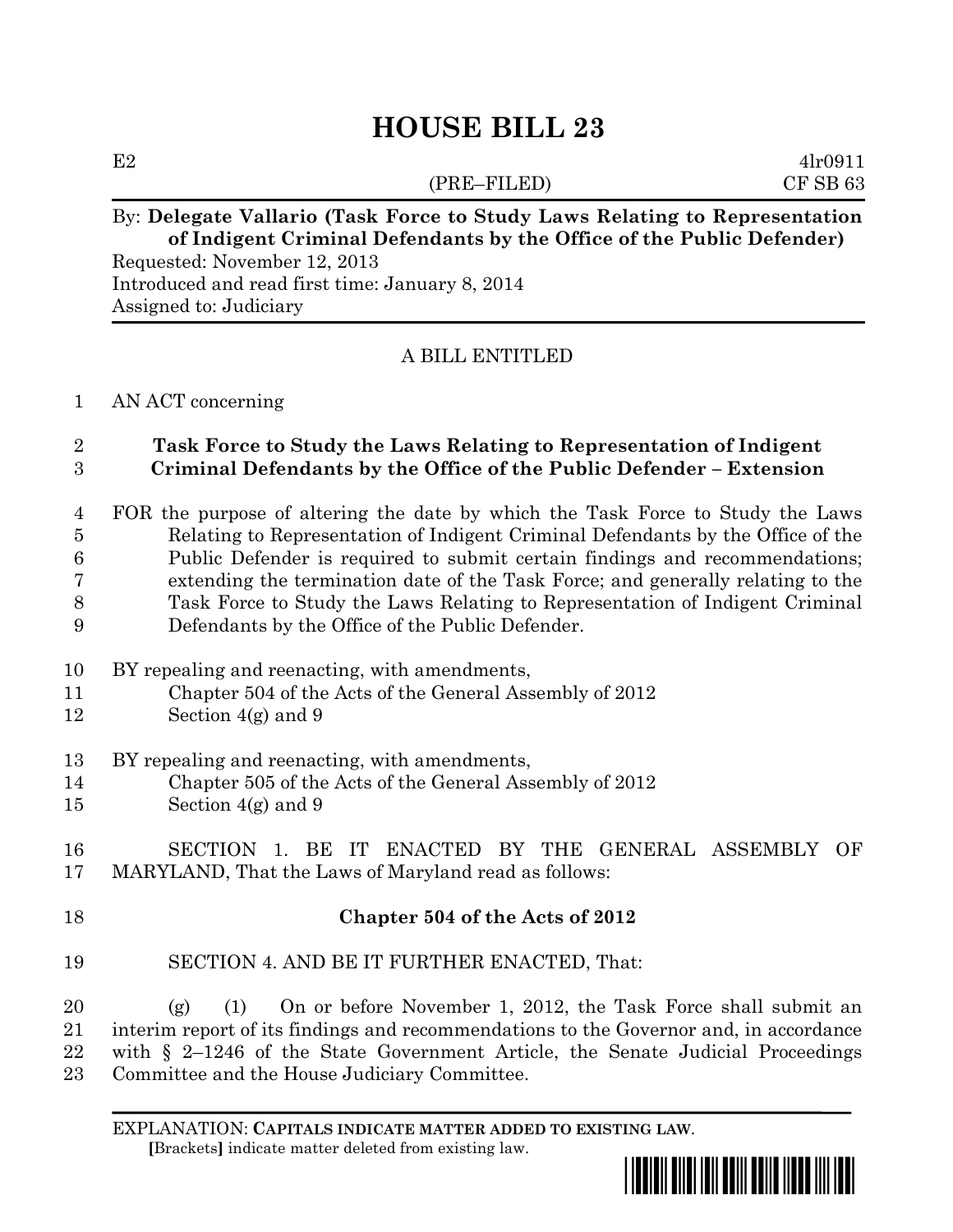# HOUSE BILL 23

E2 4lr0911
(PRE–FILED) CF SB 63

By: **Delegate Vallario (Task Force to Study Laws Relating to Representation of Indigent Criminal Defendants by the Office of the Public Defender)**
Requested: November 12, 2013
Introduced and read first time: January 8, 2014
Assigned to: Judiciary

A BILL ENTITLED

AN ACT concerning

**Task Force to Study the Laws Relating to Representation of Indigent Criminal Defendants by the Office of the Public Defender – Extension**

FOR the purpose of altering the date by which the Task Force to Study the Laws Relating to Representation of Indigent Criminal Defendants by the Office of the Public Defender is required to submit certain findings and recommendations; extending the termination date of the Task Force; and generally relating to the Task Force to Study the Laws Relating to Representation of Indigent Criminal Defendants by the Office of the Public Defender.

BY repealing and reenacting, with amendments,
Chapter 504 of the Acts of the General Assembly of 2012
Section 4(g) and 9

BY repealing and reenacting, with amendments,
Chapter 505 of the Acts of the General Assembly of 2012
Section 4(g) and 9

SECTION 1. BE IT ENACTED BY THE GENERAL ASSEMBLY OF MARYLAND, That the Laws of Maryland read as follows:

**Chapter 504 of the Acts of 2012**

SECTION 4. AND BE IT FURTHER ENACTED, That:

(g) (1) On or before November 1, 2012, the Task Force shall submit an interim report of its findings and recommendations to the Governor and, in accordance with § 2–1246 of the State Government Article, the Senate Judicial Proceedings Committee and the House Judiciary Committee.

EXPLANATION: **CAPITALS INDICATE MATTER ADDED TO EXISTING LAW.**
**[**Brackets**]** indicate matter deleted from existing law.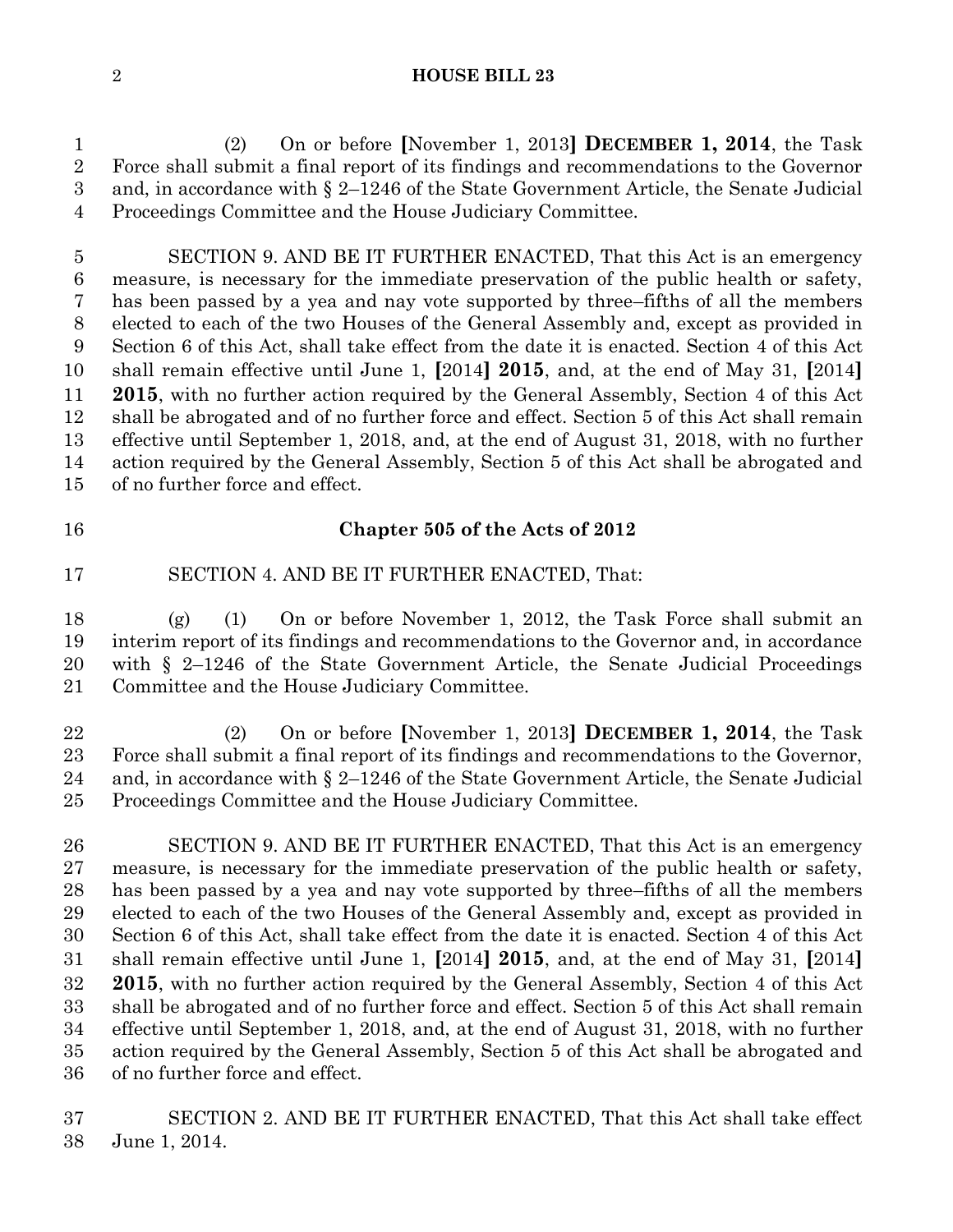(2) On or before [November 1, 2013] **DECEMBER 1, 2014**, the Task Force shall submit a final report of its findings and recommendations to the Governor and, in accordance with § 2–1246 of the State Government Article, the Senate Judicial Proceedings Committee and the House Judiciary Committee.

SECTION 9. AND BE IT FURTHER ENACTED, That this Act is an emergency measure, is necessary for the immediate preservation of the public health or safety, has been passed by a yea and nay vote supported by three–fifths of all the members elected to each of the two Houses of the General Assembly and, except as provided in Section 6 of this Act, shall take effect from the date it is enacted. Section 4 of this Act shall remain effective until June 1, [2014] **2015**, and, at the end of May 31, [2014] **2015**, with no further action required by the General Assembly, Section 4 of this Act shall be abrogated and of no further force and effect. Section 5 of this Act shall remain effective until September 1, 2018, and, at the end of August 31, 2018, with no further action required by the General Assembly, Section 5 of this Act shall be abrogated and of no further force and effect.

**Chapter 505 of the Acts of 2012**

SECTION 4. AND BE IT FURTHER ENACTED, That:

(g) (1) On or before November 1, 2012, the Task Force shall submit an interim report of its findings and recommendations to the Governor and, in accordance with § 2–1246 of the State Government Article, the Senate Judicial Proceedings Committee and the House Judiciary Committee.

(2) On or before [November 1, 2013] **DECEMBER 1, 2014**, the Task Force shall submit a final report of its findings and recommendations to the Governor, and, in accordance with § 2–1246 of the State Government Article, the Senate Judicial Proceedings Committee and the House Judiciary Committee.

SECTION 9. AND BE IT FURTHER ENACTED, That this Act is an emergency measure, is necessary for the immediate preservation of the public health or safety, has been passed by a yea and nay vote supported by three–fifths of all the members elected to each of the two Houses of the General Assembly and, except as provided in Section 6 of this Act, shall take effect from the date it is enacted. Section 4 of this Act shall remain effective until June 1, [2014] **2015**, and, at the end of May 31, [2014] **2015**, with no further action required by the General Assembly, Section 4 of this Act shall be abrogated and of no further force and effect. Section 5 of this Act shall remain effective until September 1, 2018, and, at the end of August 31, 2018, with no further action required by the General Assembly, Section 5 of this Act shall be abrogated and of no further force and effect.

SECTION 2. AND BE IT FURTHER ENACTED, That this Act shall take effect June 1, 2014.